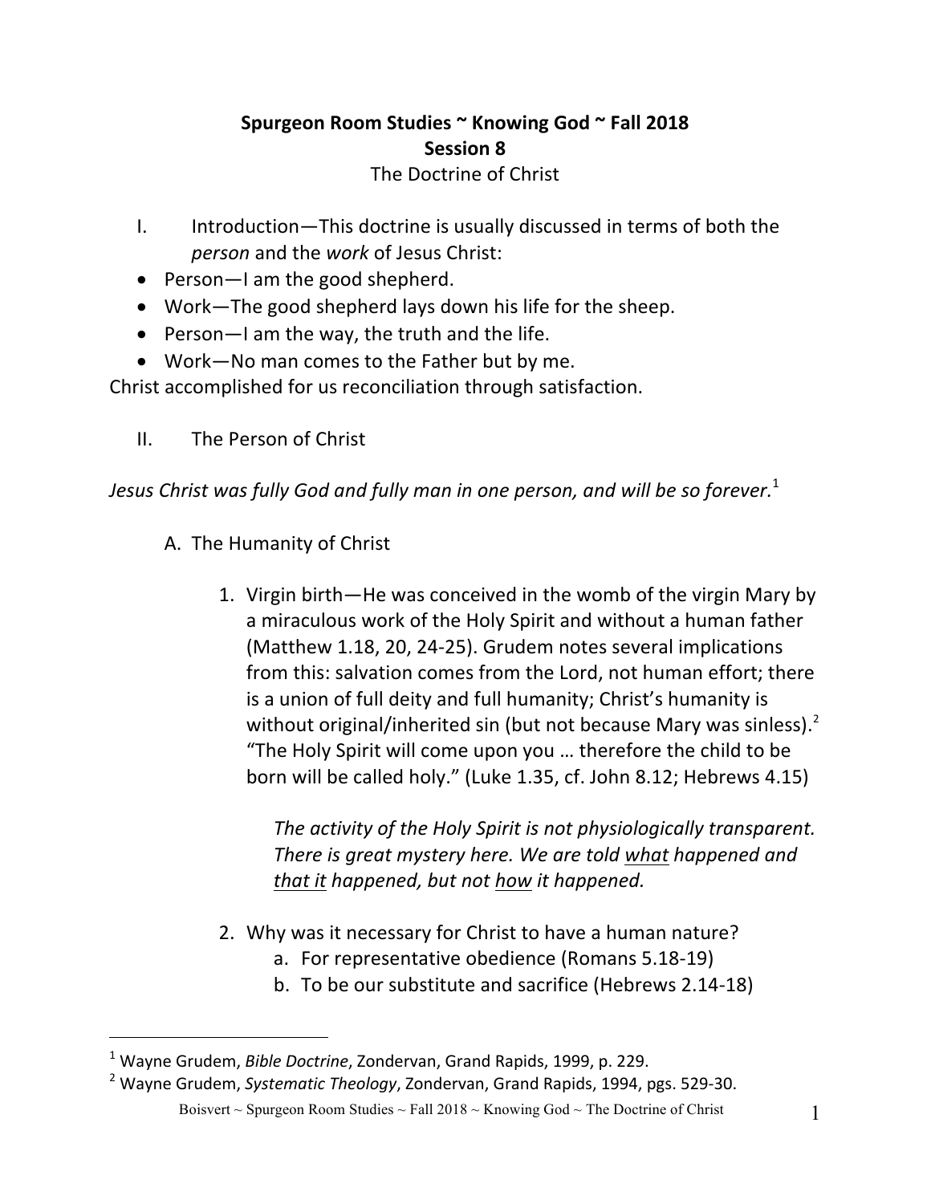**Spurgeon Room Studies ~ Knowing God ~ Fall 2018**
**Session 8**
The Doctrine of Christ

I. Introduction—This doctrine is usually discussed in terms of both the *person* and the *work* of Jesus Christ:

- Person—I am the good shepherd.
- Work—The good shepherd lays down his life for the sheep.
- Person—I am the way, the truth and the life.
- Work—No man comes to the Father but by me.

Christ accomplished for us reconciliation through satisfaction.

II. The Person of Christ

*Jesus Christ was fully God and fully man in one person, and will be so forever.*[1]

A. The Humanity of Christ

1. Virgin birth—He was conceived in the womb of the virgin Mary by a miraculous work of the Holy Spirit and without a human father (Matthew 1.18, 20, 24-25). Grudem notes several implications from this: salvation comes from the Lord, not human effort; there is a union of full deity and full humanity; Christ's humanity is without original/inherited sin (but not because Mary was sinless).[2] "The Holy Spirit will come upon you … therefore the child to be born will be called holy." (Luke 1.35, cf. John 8.12; Hebrews 4.15)

   *The activity of the Holy Spirit is not physiologically transparent. There is great mystery here. We are told <u>what</u> happened and <u>that it</u> happened, but not <u>how</u> it happened.*

2. Why was it necessary for Christ to have a human nature?
   a. For representative obedience (Romans 5.18-19)
   b. To be our substitute and sacrifice (Hebrews 2.14-18)

---

[1] Wayne Grudem, *Bible Doctrine*, Zondervan, Grand Rapids, 1999, p. 229.

[2] Wayne Grudem, *Systematic Theology*, Zondervan, Grand Rapids, 1994, pgs. 529-30.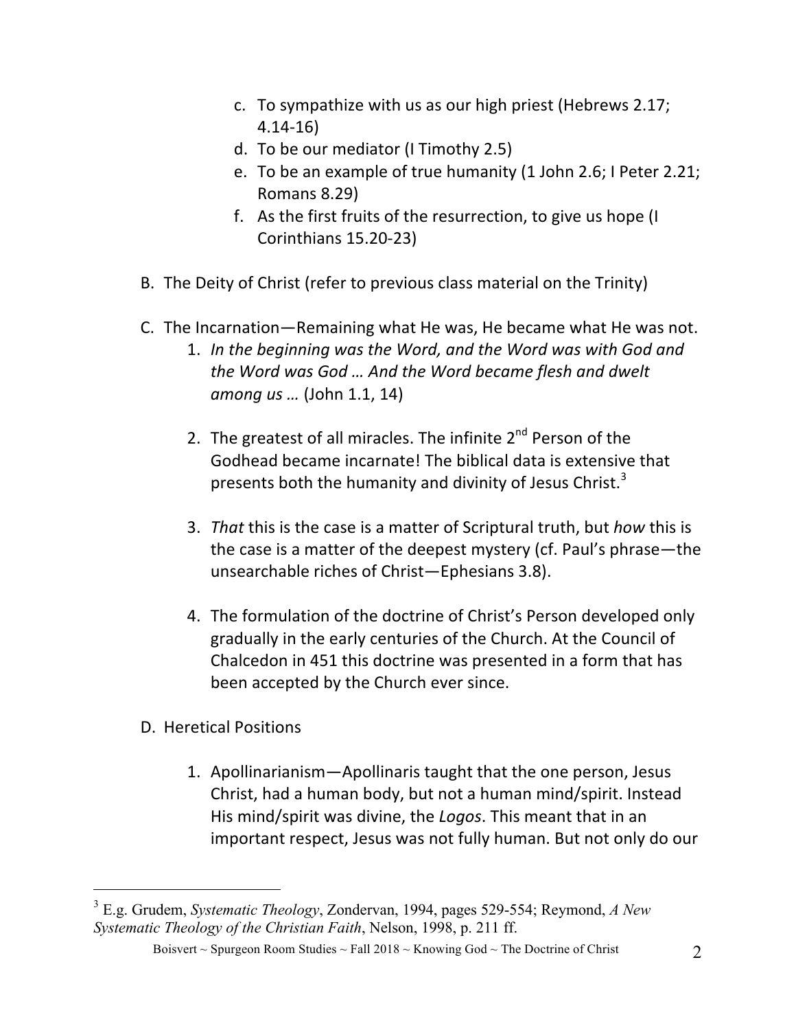c. To sympathize with us as our high priest (Hebrews 2.17; 4.14-16)
d. To be our mediator (I Timothy 2.5)
e. To be an example of true humanity (1 John 2.6; I Peter 2.21; Romans 8.29)
f. As the first fruits of the resurrection, to give us hope (I Corinthians 15.20-23)

B. The Deity of Christ (refer to previous class material on the Trinity)

C. The Incarnation—Remaining what He was, He became what He was not.

1. *In the beginning was the Word, and the Word was with God and the Word was God … And the Word became flesh and dwelt among us …* (John 1.1, 14)

2. The greatest of all miracles. The infinite 2nd Person of the Godhead became incarnate! The biblical data is extensive that presents both the humanity and divinity of Jesus Christ.[3]

3. *That* this is the case is a matter of Scriptural truth, but *how* this is the case is a matter of the deepest mystery (cf. Paul's phrase—the unsearchable riches of Christ—Ephesians 3.8).

4. The formulation of the doctrine of Christ's Person developed only gradually in the early centuries of the Church. At the Council of Chalcedon in 451 this doctrine was presented in a form that has been accepted by the Church ever since.

D. Heretical Positions

1. Apollinarianism—Apollinaris taught that the one person, Jesus Christ, had a human body, but not a human mind/spirit. Instead His mind/spirit was divine, the *Logos*. This meant that in an important respect, Jesus was not fully human. But not only do our

---

[3] E.g. Grudem, *Systematic Theology*, Zondervan, 1994, pages 529-554; Reymond, *A New Systematic Theology of the Christian Faith*, Nelson, 1998, p. 211 ff.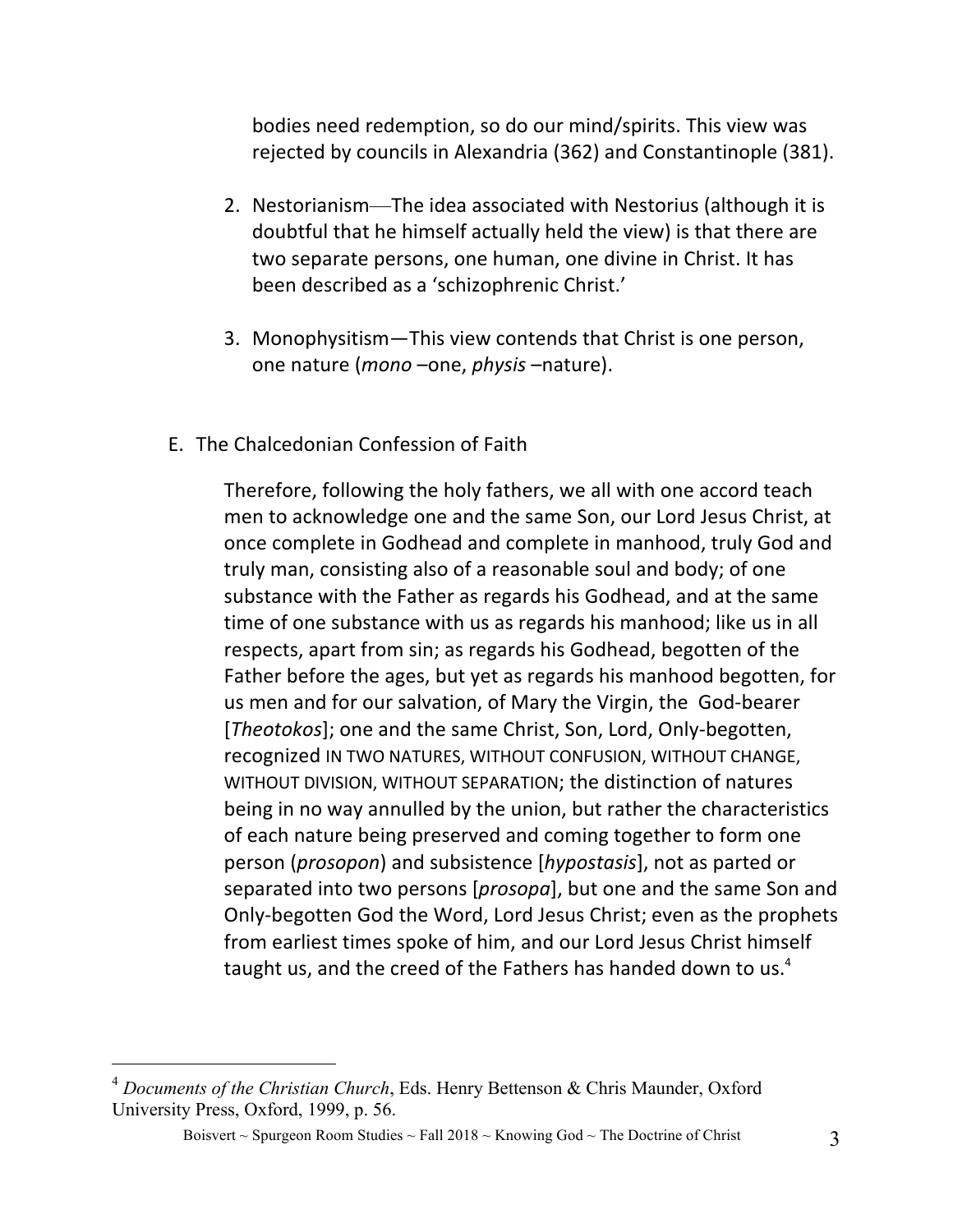bodies need redemption, so do our mind/spirits. This view was rejected by councils in Alexandria (362) and Constantinople (381).

2. Nestorianism—The idea associated with Nestorius (although it is doubtful that he himself actually held the view) is that there are two separate persons, one human, one divine in Christ. It has been described as a 'schizophrenic Christ.'

3. Monophysitism—This view contends that Christ is one person, one nature (*mono* –one, *physis* –nature).

E. The Chalcedonian Confession of Faith

> Therefore, following the holy fathers, we all with one accord teach men to acknowledge one and the same Son, our Lord Jesus Christ, at once complete in Godhead and complete in manhood, truly God and truly man, consisting also of a reasonable soul and body; of one substance with the Father as regards his Godhead, and at the same time of one substance with us as regards his manhood; like us in all respects, apart from sin; as regards his Godhead, begotten of the Father before the ages, but yet as regards his manhood begotten, for us men and for our salvation, of Mary the Virgin, the God-bearer [*Theotokos*]; one and the same Christ, Son, Lord, Only-begotten, recognized IN TWO NATURES, WITHOUT CONFUSION, WITHOUT CHANGE, WITHOUT DIVISION, WITHOUT SEPARATION; the distinction of natures being in no way annulled by the union, but rather the characteristics of each nature being preserved and coming together to form one person (*prosopon*) and subsistence [*hypostasis*], not as parted or separated into two persons [*prosopa*], but one and the same Son and Only-begotten God the Word, Lord Jesus Christ; even as the prophets from earliest times spoke of him, and our Lord Jesus Christ himself taught us, and the creed of the Fathers has handed down to us.[4]

---

[4] *Documents of the Christian Church*, Eds. Henry Bettenson & Chris Maunder, Oxford University Press, Oxford, 1999, p. 56.